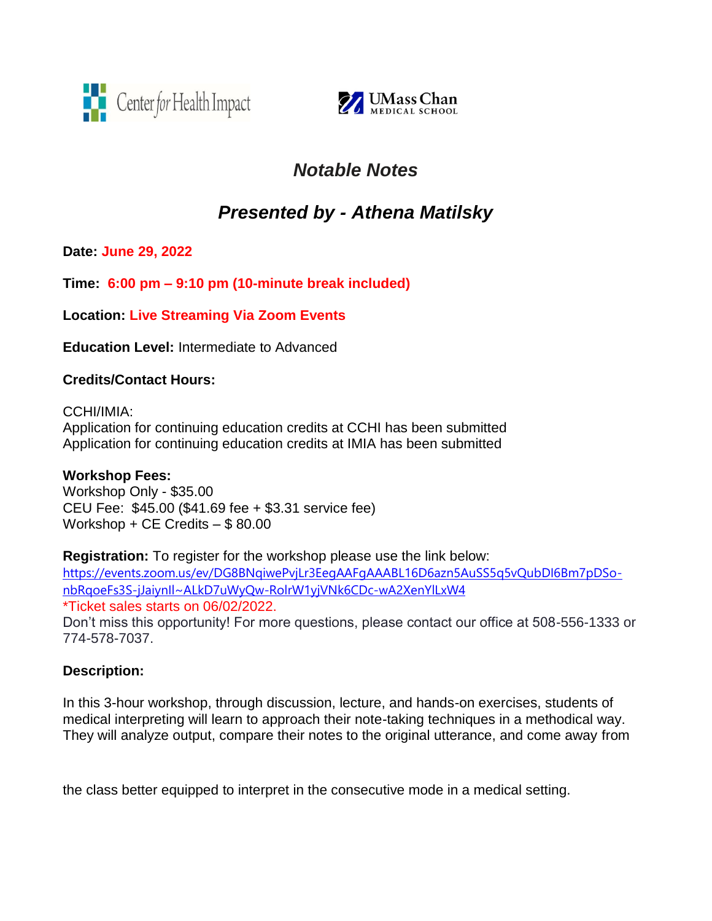Center for Health Impact

UMass Chan MEDICAL SCHOOL

# *Notable Notes*

## *Presented by - Athena Matilsky*

**Date:** **June 29, 2022**

**Time:** **6:00 pm – 9:10 pm (10-minute break included)**

**Location:** **Live Streaming Via Zoom Events**

**Education Level:** Intermediate to Advanced

**Credits/Contact Hours:**

CCHI/IMIA:
Application for continuing education credits at CCHI has been submitted
Application for continuing education credits at IMIA has been submitted

**Workshop Fees:**
Workshop Only - $35.00
CEU Fee: $45.00 ($41.69 fee + $3.31 service fee)
Workshop + CE Credits – $ 80.00

**Registration:** To register for the workshop please use the link below:
https://events.zoom.us/ev/DG8BNqiwePvjLr3EegAAFgAAABL16D6azn5AuSS5q5vQubDI6Bm7pDSo-nbRqoeFs3S-jJaiynIl~ALkD7uWyQw-RolrW1yjVNk6CDc-wA2XenYlLxW4
*Ticket sales starts on 06/02/2022.
Don't miss this opportunity! For more questions, please contact our office at 508-556-1333 or 774-578-7037.

**Description:**

In this 3-hour workshop, through discussion, lecture, and hands-on exercises, students of medical interpreting will learn to approach their note-taking techniques in a methodical way. They will analyze output, compare their notes to the original utterance, and come away from the class better equipped to interpret in the consecutive mode in a medical setting.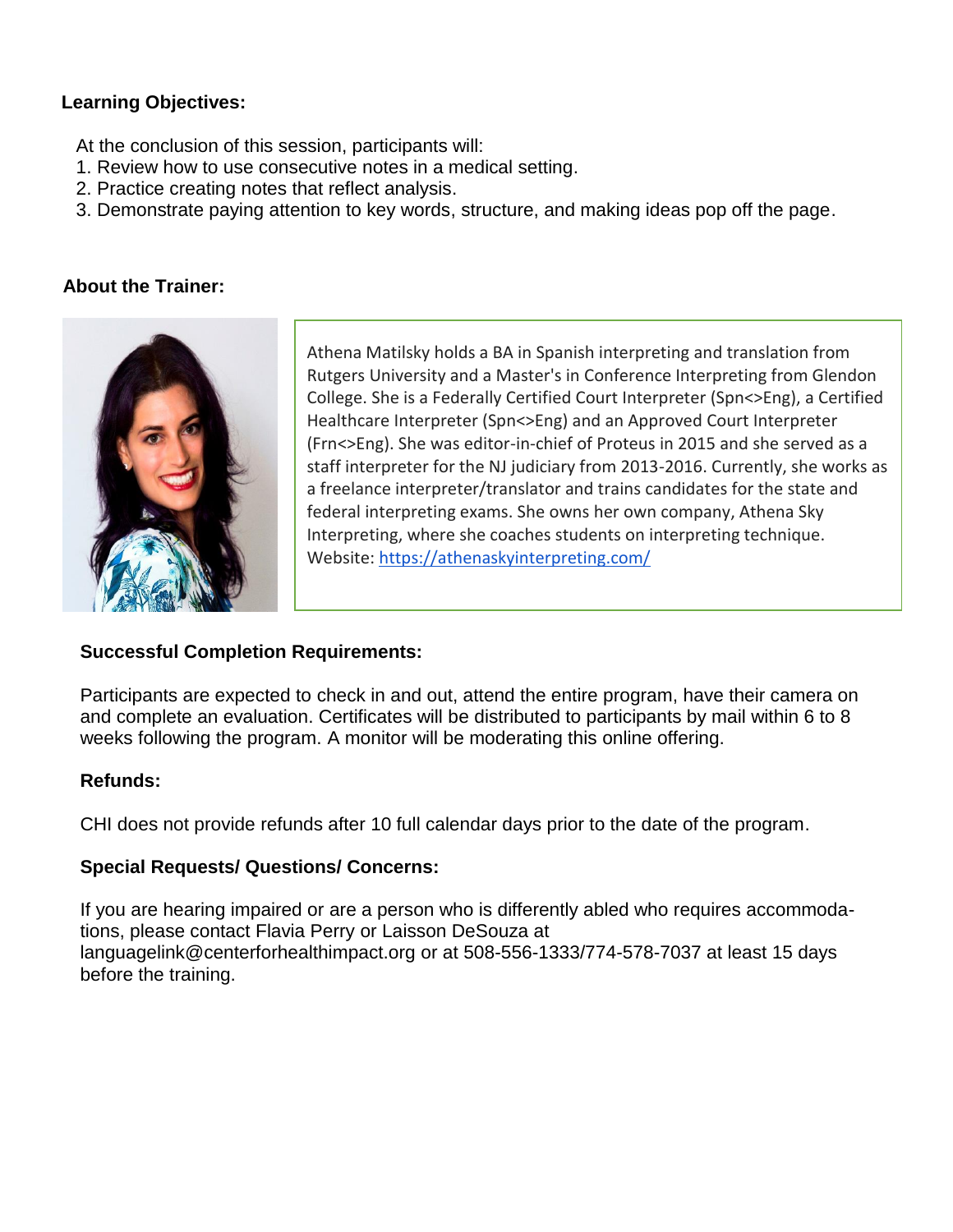**Learning Objectives:**

At the conclusion of this session, participants will:

1. Review how to use consecutive notes in a medical setting.
2. Practice creating notes that reflect analysis.
3. Demonstrate paying attention to key words, structure, and making ideas pop off the page.

**About the Trainer:**

Athena Matilsky holds a BA in Spanish interpreting and translation from Rutgers University and a Master's in Conference Interpreting from Glendon College. She is a Federally Certified Court Interpreter (Spn<>Eng), a Certified Healthcare Interpreter (Spn<>Eng) and an Approved Court Interpreter (Frn<>Eng). She was editor-in-chief of Proteus in 2015 and she served as a staff interpreter for the NJ judiciary from 2013-2016. Currently, she works as a freelance interpreter/translator and trains candidates for the state and federal interpreting exams. She owns her own company, Athena Sky Interpreting, where she coaches students on interpreting technique. Website: https://athenaskyinterpreting.com/

**Successful Completion Requirements:**

Participants are expected to check in and out, attend the entire program, have their camera on and complete an evaluation. Certificates will be distributed to participants by mail within 6 to 8 weeks following the program. A monitor will be moderating this online offering.

**Refunds:**

CHI does not provide refunds after 10 full calendar days prior to the date of the program.

**Special Requests/ Questions/ Concerns:**

If you are hearing impaired or are a person who is differently abled who requires accommodations, please contact Flavia Perry or Laisson DeSouza at languagelink@centerforhealthimpact.org or at 508-556-1333/774-578-7037 at least 15 days before the training.